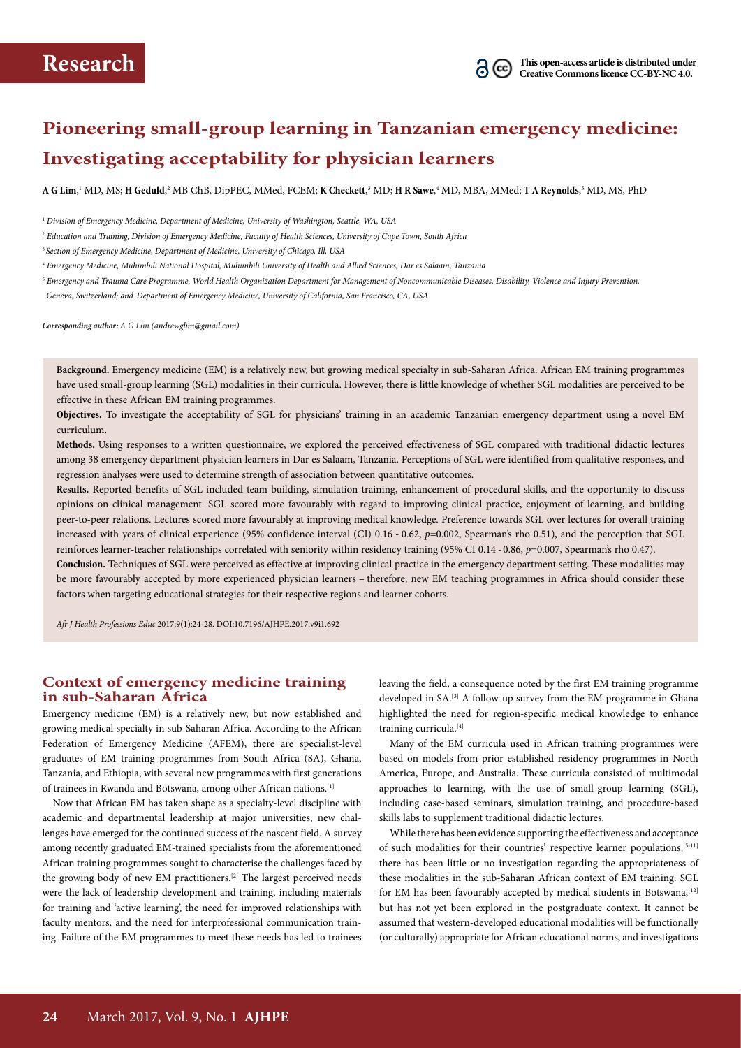# Pioneering small-group learning in Tanzanian emergency medicine: Investigating acceptability for physician learners

**A G Lim**,[1] MD, MS; **H Geduld**,[2] MB ChB, DipPEC, MMed, FCEM; **K Checkett**,[3] MD; **H R Sawe**,[4] MD, MBA, MMed; **T A Reynolds**,[5] MD, MS, PhD

[1] *Division of Emergency Medicine, Department of Medicine, University of Washington, Seattle, WA, USA*

[2] *Education and Training, Division of Emergency Medicine, Faculty of Health Sciences, University of Cape Town, South Africa*

[3] *Section of Emergency Medicine, Department of Medicine, University of Chicago, Ill, USA*

[4] *Emergency Medicine, Muhimbili National Hospital, Muhimbili University of Health and Allied Sciences, Dar es Salaam, Tanzania*

[5] *Emergency and Trauma Care Programme, World Health Organization Department for Management of Noncommunicable Diseases, Disability, Violence and Injury Prevention, Geneva, Switzerland; and Department of Emergency Medicine, University of California, San Francisco, CA, USA*

***Corresponding author:*** *A G Lim (andrewglim@gmail.com)*

**Background.** Emergency medicine (EM) is a relatively new, but growing medical specialty in sub-Saharan Africa. African EM training programmes have used small-group learning (SGL) modalities in their curricula. However, there is little knowledge of whether SGL modalities are perceived to be effective in these African EM training programmes.

**Objectives.** To investigate the acceptability of SGL for physicians' training in an academic Tanzanian emergency department using a novel EM curriculum.

**Methods.** Using responses to a written questionnaire, we explored the perceived effectiveness of SGL compared with traditional didactic lectures among 38 emergency department physician learners in Dar es Salaam, Tanzania. Perceptions of SGL were identified from qualitative responses, and regression analyses were used to determine strength of association between quantitative outcomes.

**Results.** Reported benefits of SGL included team building, simulation training, enhancement of procedural skills, and the opportunity to discuss opinions on clinical management. SGL scored more favourably with regard to improving clinical practice, enjoyment of learning, and building peer-to-peer relations. Lectures scored more favourably at improving medical knowledge. Preference towards SGL over lectures for overall training increased with years of clinical experience (95% confidence interval (CI) 0.16 - 0.62, $p$=0.002, Spearman's rho 0.51), and the perception that SGL reinforces learner-teacher relationships correlated with seniority within residency training (95% CI 0.14 - 0.86, $p$=0.007, Spearman's rho 0.47).

**Conclusion.** Techniques of SGL were perceived as effective at improving clinical practice in the emergency department setting. These modalities may be more favourably accepted by more experienced physician learners – therefore, new EM teaching programmes in Africa should consider these factors when targeting educational strategies for their respective regions and learner cohorts.

*Afr J Health Professions Educ* 2017;9(1):24-28. DOI:10.7196/AJHPE.2017.v9i1.692

## Context of emergency medicine training in sub-Saharan Africa

Emergency medicine (EM) is a relatively new, but now established and growing medical specialty in sub-Saharan Africa. According to the African Federation of Emergency Medicine (AFEM), there are specialist-level graduates of EM training programmes from South Africa (SA), Ghana, Tanzania, and Ethiopia, with several new programmes with first generations of trainees in Rwanda and Botswana, among other African nations.[1]

Now that African EM has taken shape as a specialty-level discipline with academic and departmental leadership at major universities, new challenges have emerged for the continued success of the nascent field. A survey among recently graduated EM-trained specialists from the aforementioned African training programmes sought to characterise the challenges faced by the growing body of new EM practitioners.[2] The largest perceived needs were the lack of leadership development and training, including materials for training and 'active learning', the need for improved relationships with faculty mentors, and the need for interprofessional communication training. Failure of the EM programmes to meet these needs has led to trainees leaving the field, a consequence noted by the first EM training programme developed in SA.[3] A follow-up survey from the EM programme in Ghana highlighted the need for region-specific medical knowledge to enhance training curricula.[4]

Many of the EM curricula used in African training programmes were based on models from prior established residency programmes in North America, Europe, and Australia. These curricula consisted of multimodal approaches to learning, with the use of small-group learning (SGL), including case-based seminars, simulation training, and procedure-based skills labs to supplement traditional didactic lectures.

While there has been evidence supporting the effectiveness and acceptance of such modalities for their countries' respective learner populations,[5-11] there has been little or no investigation regarding the appropriateness of these modalities in the sub-Saharan African context of EM training. SGL for EM has been favourably accepted by medical students in Botswana,[12] but has not yet been explored in the postgraduate context. It cannot be assumed that western-developed educational modalities will be functionally (or culturally) appropriate for African educational norms, and investigations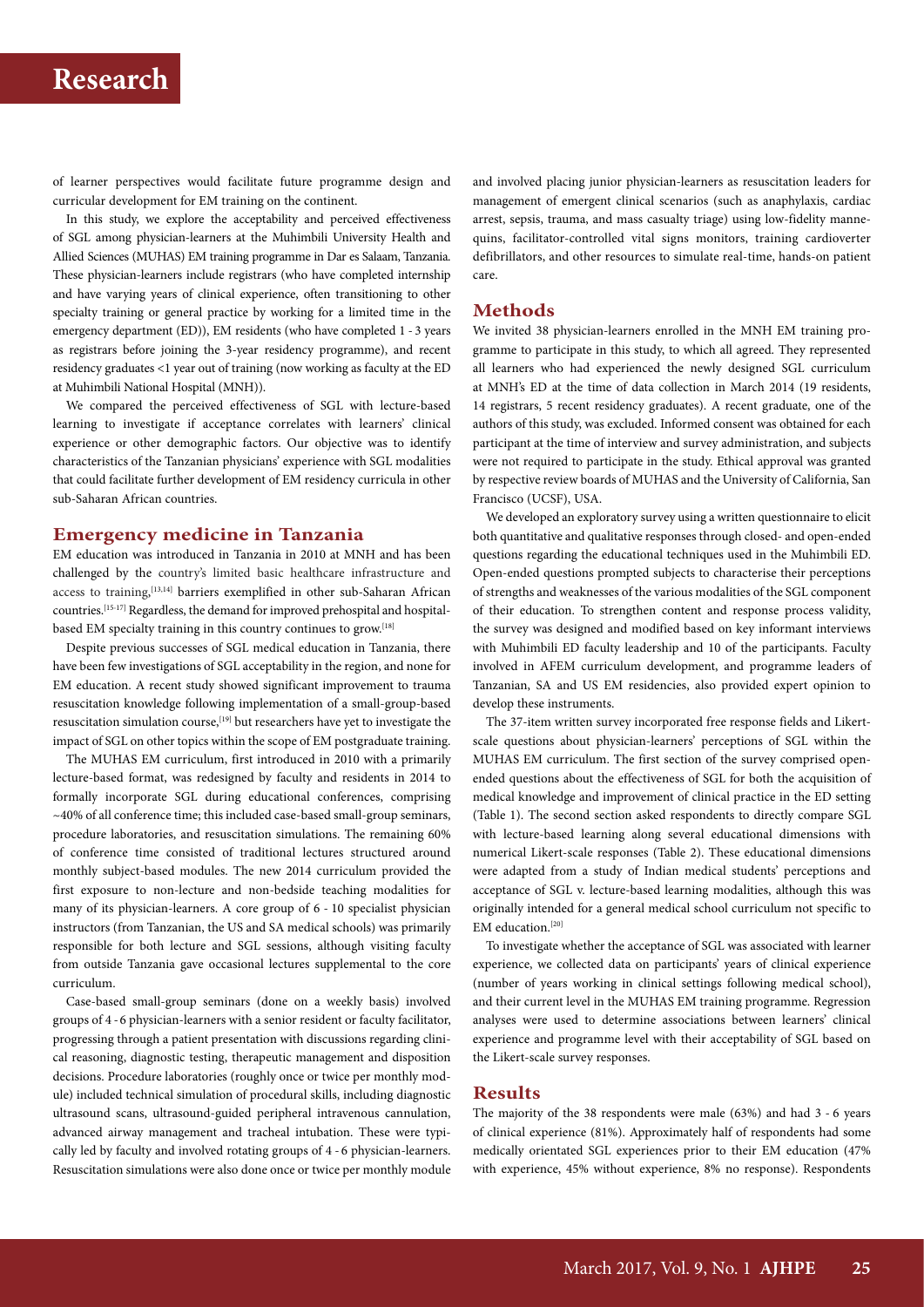of learner perspectives would facilitate future programme design and curricular development for EM training on the continent.

In this study, we explore the acceptability and perceived effectiveness of SGL among physician-learners at the Muhimbili University Health and Allied Sciences (MUHAS) EM training programme in Dar es Salaam, Tanzania. These physician-learners include registrars (who have completed internship and have varying years of clinical experience, often transitioning to other specialty training or general practice by working for a limited time in the emergency department (ED)), EM residents (who have completed 1 - 3 years as registrars before joining the 3-year residency programme), and recent residency graduates <1 year out of training (now working as faculty at the ED at Muhimbili National Hospital (MNH)).

We compared the perceived effectiveness of SGL with lecture-based learning to investigate if acceptance correlates with learners' clinical experience or other demographic factors. Our objective was to identify characteristics of the Tanzanian physicians' experience with SGL modalities that could facilitate further development of EM residency curricula in other sub-Saharan African countries.

## Emergency medicine in Tanzania

EM education was introduced in Tanzania in 2010 at MNH and has been challenged by the country's limited basic healthcare infrastructure and access to training,[13,14] barriers exemplified in other sub-Saharan African countries.[15-17] Regardless, the demand for improved prehospital and hospital-based EM specialty training in this country continues to grow.[18]

Despite previous successes of SGL medical education in Tanzania, there have been few investigations of SGL acceptability in the region, and none for EM education. A recent study showed significant improvement to trauma resuscitation knowledge following implementation of a small-group-based resuscitation simulation course,[19] but researchers have yet to investigate the impact of SGL on other topics within the scope of EM postgraduate training.

The MUHAS EM curriculum, first introduced in 2010 with a primarily lecture-based format, was redesigned by faculty and residents in 2014 to formally incorporate SGL during educational conferences, comprising ~40% of all conference time; this included case-based small-group seminars, procedure laboratories, and resuscitation simulations. The remaining 60% of conference time consisted of traditional lectures structured around monthly subject-based modules. The new 2014 curriculum provided the first exposure to non-lecture and non-bedside teaching modalities for many of its physician-learners. A core group of 6 - 10 specialist physician instructors (from Tanzanian, the US and SA medical schools) was primarily responsible for both lecture and SGL sessions, although visiting faculty from outside Tanzania gave occasional lectures supplemental to the core curriculum.

Case-based small-group seminars (done on a weekly basis) involved groups of 4 - 6 physician-learners with a senior resident or faculty facilitator, progressing through a patient presentation with discussions regarding clinical reasoning, diagnostic testing, therapeutic management and disposition decisions. Procedure laboratories (roughly once or twice per monthly module) included technical simulation of procedural skills, including diagnostic ultrasound scans, ultrasound-guided peripheral intravenous cannulation, advanced airway management and tracheal intubation. These were typically led by faculty and involved rotating groups of 4 - 6 physician-learners. Resuscitation simulations were also done once or twice per monthly module and involved placing junior physician-learners as resuscitation leaders for management of emergent clinical scenarios (such as anaphylaxis, cardiac arrest, sepsis, trauma, and mass casualty triage) using low-fidelity mannequins, facilitator-controlled vital signs monitors, training cardioverter defibrillators, and other resources to simulate real-time, hands-on patient care.

## Methods

We invited 38 physician-learners enrolled in the MNH EM training programme to participate in this study, to which all agreed. They represented all learners who had experienced the newly designed SGL curriculum at MNH's ED at the time of data collection in March 2014 (19 residents, 14 registrars, 5 recent residency graduates). A recent graduate, one of the authors of this study, was excluded. Informed consent was obtained for each participant at the time of interview and survey administration, and subjects were not required to participate in the study. Ethical approval was granted by respective review boards of MUHAS and the University of California, San Francisco (UCSF), USA.

We developed an exploratory survey using a written questionnaire to elicit both quantitative and qualitative responses through closed- and open-ended questions regarding the educational techniques used in the Muhimbili ED. Open-ended questions prompted subjects to characterise their perceptions of strengths and weaknesses of the various modalities of the SGL component of their education. To strengthen content and response process validity, the survey was designed and modified based on key informant interviews with Muhimbili ED faculty leadership and 10 of the participants. Faculty involved in AFEM curriculum development, and programme leaders of Tanzanian, SA and US EM residencies, also provided expert opinion to develop these instruments.

The 37-item written survey incorporated free response fields and Likert-scale questions about physician-learners' perceptions of SGL within the MUHAS EM curriculum. The first section of the survey comprised open-ended questions about the effectiveness of SGL for both the acquisition of medical knowledge and improvement of clinical practice in the ED setting (Table 1). The second section asked respondents to directly compare SGL with lecture-based learning along several educational dimensions with numerical Likert-scale responses (Table 2). These educational dimensions were adapted from a study of Indian medical students' perceptions and acceptance of SGL v. lecture-based learning modalities, although this was originally intended for a general medical school curriculum not specific to EM education.[20]

To investigate whether the acceptance of SGL was associated with learner experience, we collected data on participants' years of clinical experience (number of years working in clinical settings following medical school), and their current level in the MUHAS EM training programme. Regression analyses were used to determine associations between learners' clinical experience and programme level with their acceptability of SGL based on the Likert-scale survey responses.

## Results

The majority of the 38 respondents were male (63%) and had 3 - 6 years of clinical experience (81%). Approximately half of respondents had some medically orientated SGL experiences prior to their EM education (47% with experience, 45% without experience, 8% no response). Respondents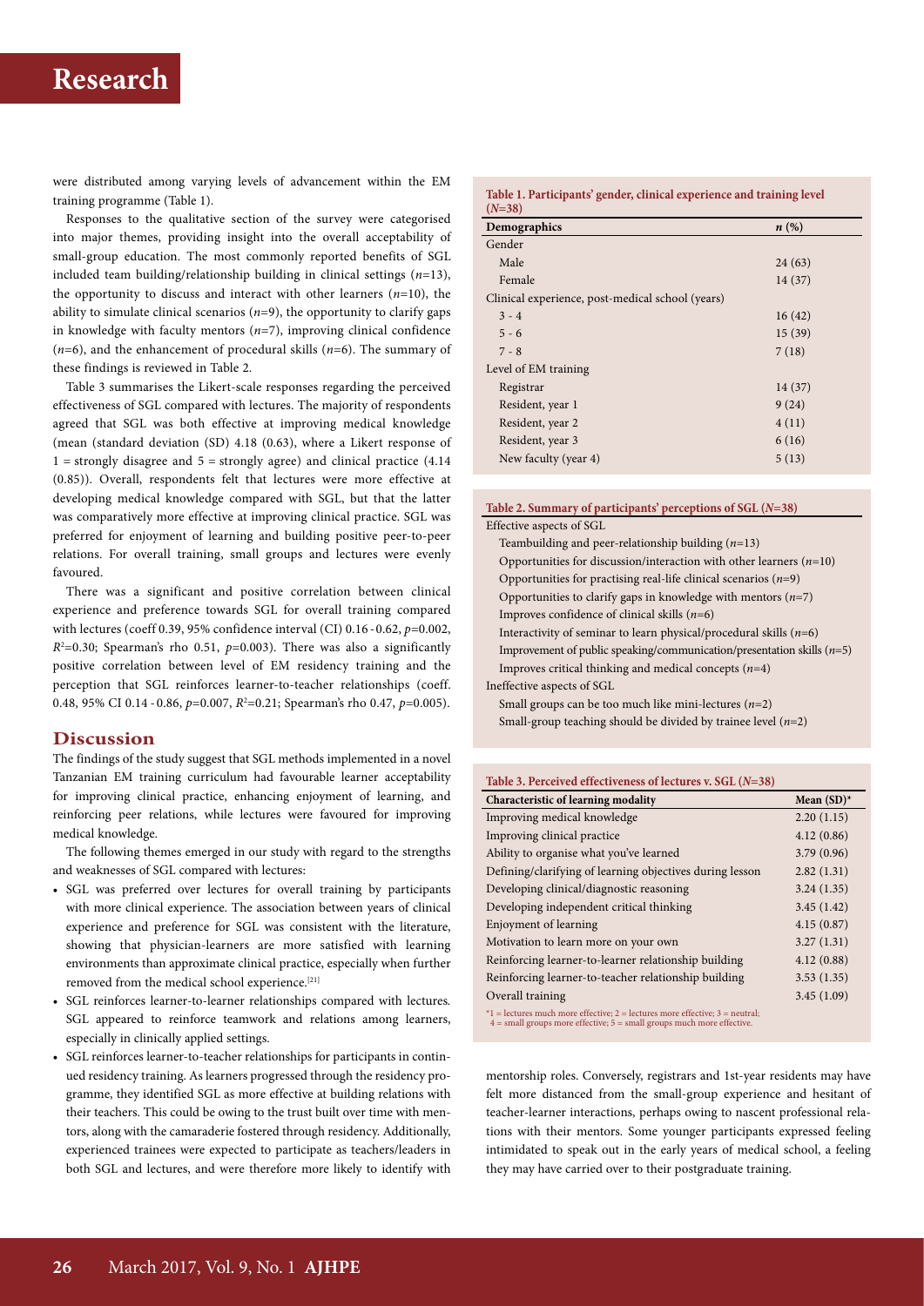were distributed among varying levels of advancement within the EM training programme (Table 1).

Responses to the qualitative section of the survey were categorised into major themes, providing insight into the overall acceptability of small-group education. The most commonly reported benefits of SGL included team building/relationship building in clinical settings (*n*=13), the opportunity to discuss and interact with other learners (*n*=10), the ability to simulate clinical scenarios (*n*=9), the opportunity to clarify gaps in knowledge with faculty mentors (*n*=7), improving clinical confidence (*n*=6), and the enhancement of procedural skills (*n*=6). The summary of these findings is reviewed in Table 2.

Table 3 summarises the Likert-scale responses regarding the perceived effectiveness of SGL compared with lectures. The majority of respondents agreed that SGL was both effective at improving medical knowledge (mean (standard deviation (SD) 4.18 (0.63), where a Likert response of 1 = strongly disagree and 5 = strongly agree) and clinical practice (4.14 (0.85)). Overall, respondents felt that lectures were more effective at developing medical knowledge compared with SGL, but that the latter was comparatively more effective at improving clinical practice. SGL was preferred for enjoyment of learning and building positive peer-to-peer relations. For overall training, small groups and lectures were evenly favoured.

There was a significant and positive correlation between clinical experience and preference towards SGL for overall training compared with lectures (coeff 0.39, 95% confidence interval (CI) 0.16 - 0.62, $p$=0.002, $R^2$=0.30; Spearman's rho 0.51, $p$=0.003). There was also a significantly positive correlation between level of EM residency training and the perception that SGL reinforces learner-to-teacher relationships (coeff. 0.48, 95% CI 0.14 - 0.86, $p$=0.007, $R^2$=0.21; Spearman's rho 0.47, $p$=0.005).

**Table 1. Participants' gender, clinical experience and training level (*N*=38)**

| Demographics | *n* (%) |
|---|---|
| Gender | |
| Male | 24 (63) |
| Female | 14 (37) |
| Clinical experience, post-medical school (years) | |
| 3 - 4 | 16 (42) |
| 5 - 6 | 15 (39) |
| 7 - 8 | 7 (18) |
| Level of EM training | |
| Registrar | 14 (37) |
| Resident, year 1 | 9 (24) |
| Resident, year 2 | 4 (11) |
| Resident, year 3 | 6 (16) |
| New faculty (year 4) | 5 (13) |

**Table 2. Summary of participants' perceptions of SGL (*N*=38)**

Effective aspects of SGL
- Teambuilding and peer-relationship building (*n*=13)
- Opportunities for discussion/interaction with other learners (*n*=10)
- Opportunities for practising real-life clinical scenarios (*n*=9)
- Opportunities to clarify gaps in knowledge with mentors (*n*=7)
- Improves confidence of clinical skills (*n*=6)
- Interactivity of seminar to learn physical/procedural skills (*n*=6)
- Improvement of public speaking/communication/presentation skills (*n*=5)
- Improves critical thinking and medical concepts (*n*=4)

Ineffective aspects of SGL
- Small groups can be too much like mini-lectures (*n*=2)
- Small-group teaching should be divided by trainee level (*n*=2)

**Table 3. Perceived effectiveness of lectures v. SGL (*N*=38)**

| Characteristic of learning modality | Mean (SD)* |
|---|---|
| Improving medical knowledge | 2.20 (1.15) |
| Improving clinical practice | 4.12 (0.86) |
| Ability to organise what you've learned | 3.79 (0.96) |
| Defining/clarifying of learning objectives during lesson | 2.82 (1.31) |
| Developing clinical/diagnostic reasoning | 3.24 (1.35) |
| Developing independent critical thinking | 3.45 (1.42) |
| Enjoyment of learning | 4.15 (0.87) |
| Motivation to learn more on your own | 3.27 (1.31) |
| Reinforcing learner-to-learner relationship building | 4.12 (0.88) |
| Reinforcing learner-to-teacher relationship building | 3.53 (1.35) |
| Overall training | 3.45 (1.09) |

*1 = lectures much more effective; 2 = lectures more effective; 3 = neutral; 4 = small groups more effective; 5 = small groups much more effective.

## Discussion

The findings of the study suggest that SGL methods implemented in a novel Tanzanian EM training curriculum had favourable learner acceptability for improving clinical practice, enhancing enjoyment of learning, and reinforcing peer relations, while lectures were favoured for improving medical knowledge.

The following themes emerged in our study with regard to the strengths and weaknesses of SGL compared with lectures:

- SGL was preferred over lectures for overall training by participants with more clinical experience. The association between years of clinical experience and preference for SGL was consistent with the literature, showing that physician-learners are more satisfied with learning environments than approximate clinical practice, especially when further removed from the medical school experience.[21]
- SGL reinforces learner-to-learner relationships compared with lectures. SGL appeared to reinforce teamwork and relations among learners, especially in clinically applied settings.
- SGL reinforces learner-to-teacher relationships for participants in continued residency training. As learners progressed through the residency programme, they identified SGL as more effective at building relations with their teachers. This could be owing to the trust built over time with mentors, along with the camaraderie fostered through residency. Additionally, experienced trainees were expected to participate as teachers/leaders in both SGL and lectures, and were therefore more likely to identify with mentorship roles. Conversely, registrars and 1st-year residents may have felt more distanced from the small-group experience and hesitant of teacher-learner interactions, perhaps owing to nascent professional relations with their mentors. Some younger participants expressed feeling intimidated to speak out in the early years of medical school, a feeling they may have carried over to their postgraduate training.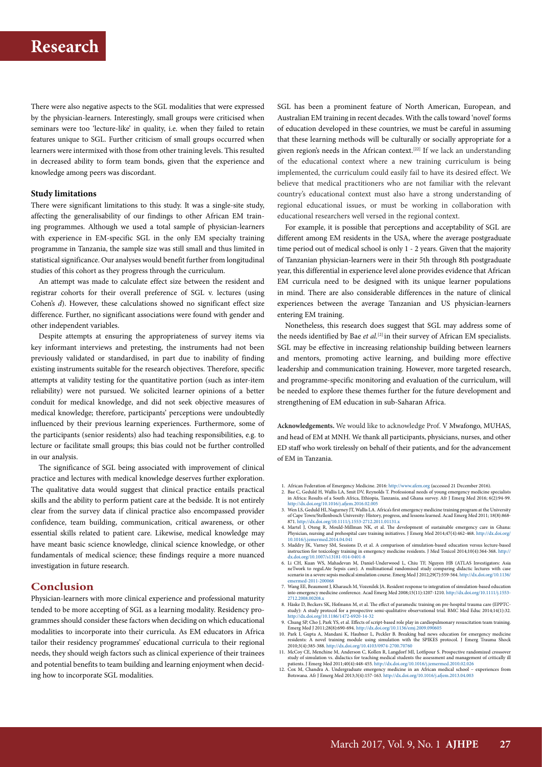There were also negative aspects to the SGL modalities that were expressed by the physician-learners. Interestingly, small groups were criticised when seminars were too 'lecture-like' in quality, i.e. when they failed to retain features unique to SGL. Further criticism of small groups occurred when learners were intermixed with those from other training levels. This resulted in decreased ability to form team bonds, given that the experience and knowledge among peers was discordant.

### Study limitations

There were significant limitations to this study. It was a single-site study, affecting the generalisability of our findings to other African EM training programmes. Although we used a total sample of physician-learners with experience in EM-specific SGL in the only EM specialty training programme in Tanzania, the sample size was still small and thus limited in statistical significance. Our analyses would benefit further from longitudinal studies of this cohort as they progress through the curriculum.

An attempt was made to calculate effect size between the resident and registrar cohorts for their overall preference of SGL v. lectures (using Cohen's *d*). However, these calculations showed no significant effect size difference. Further, no significant associations were found with gender and other independent variables.

Despite attempts at ensuring the appropriateness of survey items via key informant interviews and pretesting, the instruments had not been previously validated or standardised, in part due to inability of finding existing instruments suitable for the research objectives. Therefore, specific attempts at validity testing for the quantitative portion (such as inter-item reliability) were not pursued. We solicited learner opinions of a better conduit for medical knowledge, and did not seek objective measures of medical knowledge; therefore, participants' perceptions were undoubtedly influenced by their previous learning experiences. Furthermore, some of the participants (senior residents) also had teaching responsibilities, e.g. to lecture or facilitate small groups; this bias could not be further controlled in our analysis.

The significance of SGL being associated with improvement of clinical practice and lectures with medical knowledge deserves further exploration. The qualitative data would suggest that clinical practice entails practical skills and the ability to perform patient care at the bedside. It is not entirely clear from the survey data if clinical practice also encompassed provider confidence, team building, communication, critical awareness, or other essential skills related to patient care. Likewise, medical knowledge may have meant basic science knowledge, clinical science knowledge, or other fundamentals of medical science; these findings require a more nuanced investigation in future research.

## Conclusion

Physician-learners with more clinical experience and professional maturity tended to be more accepting of SGL as a learning modality. Residency programmes should consider these factors when deciding on which educational modalities to incorporate into their curricula. As EM educators in Africa tailor their residency programmes' educational curricula to their regional needs, they should weigh factors such as clinical experience of their trainees and potential benefits to team building and learning enjoyment when deciding how to incorporate SGL modalities.

SGL has been a prominent feature of North American, European, and Australian EM training in recent decades. With the calls toward 'novel' forms of education developed in these countries, we must be careful in assuming that these learning methods will be culturally or socially appropriate for a given region's needs in the African context.[22] If we lack an understanding of the educational context where a new training curriculum is being implemented, the curriculum could easily fail to have its desired effect. We believe that medical practitioners who are not familiar with the relevant country's educational context must also have a strong understanding of regional educational issues, or must be working in collaboration with educational researchers well versed in the regional context.

For example, it is possible that perceptions and acceptability of SGL are different among EM residents in the USA, where the average postgraduate time period out of medical school is only 1 - 2 years. Given that the majority of Tanzanian physician-learners were in their 5th through 8th postgraduate year, this differential in experience level alone provides evidence that African EM curricula need to be designed with its unique learner populations in mind. There are also considerable differences in the nature of clinical experiences between the average Tanzanian and US physician-learners entering EM training.

Nonetheless, this research does suggest that SGL may address some of the needs identified by Bae *et al.*[2] in their survey of African EM specialists. SGL may be effective in increasing relationship building between learners and mentors, promoting active learning, and building more effective leadership and communication training. However, more targeted research, and programme-specific monitoring and evaluation of the curriculum, will be needed to explore these themes further for the future development and strengthening of EM education in sub-Saharan Africa.

**Acknowledgements.** We would like to acknowledge Prof. V Mwafongo, MUHAS, and head of EM at MNH. We thank all participants, physicians, nurses, and other ED staff who work tirelessly on behalf of their patients, and for the advancement of EM in Tanzania.

1. African Federation of Emergency Medicine. 2016: http://www.afem.org (accessed 21 December 2016).
2. Bae C, Geduld H, Wallis LA, Smit DV, Reynolds T. Professional needs of young emergency medicine specialists in Africa: Results of a South Africa, Ethiopia, Tanzania, and Ghana survey. Afr J Emerg Med 2016; 6(2):94-99. http://dx.doi.org/10.1016/j.afjem.2016.02.005
3. Wen LS, Geduld HI, Nagurney JT, Wallis LA. Africa's first emergency medicine training program at the University of Cape Town/Stellenbosch University: History, progress, and lessons learned. Acad Emerg Med 2011; 18(8):868-871. http://dx.doi.org/10.1111/j.1553-2712.2011.01131.x
4. Martel J, Oteng R, Mould-Millman NK, et al. The development of sustainable emergency care in Ghana: Physician, nursing and prehospital care training initiatives. J Emerg Med 2014;47(4):462-468. http://dx.doi.org/10.1016/j.jemermed.2014.04.041
5. Maddry JK, Varney SM, Sessions D, et al. A comparison of simulation-based education versus lecture-based instruction for toxicology training in emergency medicine residents. J Med Toxicol 2014;10(4):364-368. http://dx.doi.org/10.1007/s13181-014-0401-8
6. Li CH, Kuan WS, Mahadevan M, Daniel-Underwood L, Chiu TF, Nguyen HB (ATLAS Investigators: Asia neTWork to regulAte Sepsis care). A multinational randomised study comparing didactic lectures with case scenario in a severe sepsis medical simulation course. Emerg Med J 2012;29(7):559-564. http://dx.doi.org/10.1136/emermed-2011-200068
7. Wang EE, Beaumont J, Kharasch M, Vozenilek JA. Resident response to integration of simulation-based education into emergency medicine conference. Acad Emerg Med 2008;15(11):1207-1210. http://dx.doi.org/10.1111/j.1553-2712.2008.00208.x
8. Häske D, Beckers SK, Hofmann M, et al. The effect of paramedic training on pre-hospital trauma care (EPPTC-study): A study protocol for a prospective semi-qualitative observational trial. BMC Med Educ 2014;14(1):32. http://dx.doi.org/10.1186/1472-6920-14-32
9. Chung SP, Cho J, Park YS, et al. Effects of script-based role play in cardiopulmonary resuscitation team training. Emerg Med J 2011;28(8):690-694. http://dx.doi.org/10.1136/emj.2009.090605
10. Park I, Gupta A, Mandani K, Haubner L, Peckler B. Breaking bad news education for emergency medicine residents: A novel training module using simulation with the SPIKES protocol. J Emerg Trauma Shock 2010;3(4):385-388. http://dx.doi.org/10.4103/0974-2700.70760
11. McCoy CE, Menchine M, Anderson C, Kollen R, Langdorf MI, Lotfipour S. Prospective randomized crossover study of simulation vs. didactics for teaching medical students the assessment and management of critically ill patients. J Emerg Med 2011;40(4):448-455. http://dx.doi.org/10.1016/j.jemermed.2010.02.026
12. Cox M, Chandra A. Undergraduate emergency medicine in an African medical school – experiences from Botswana. Afr J Emerg Med 2013;3(4):157-163. http://dx.doi.org/10.1016/j.afjem.2013.04.003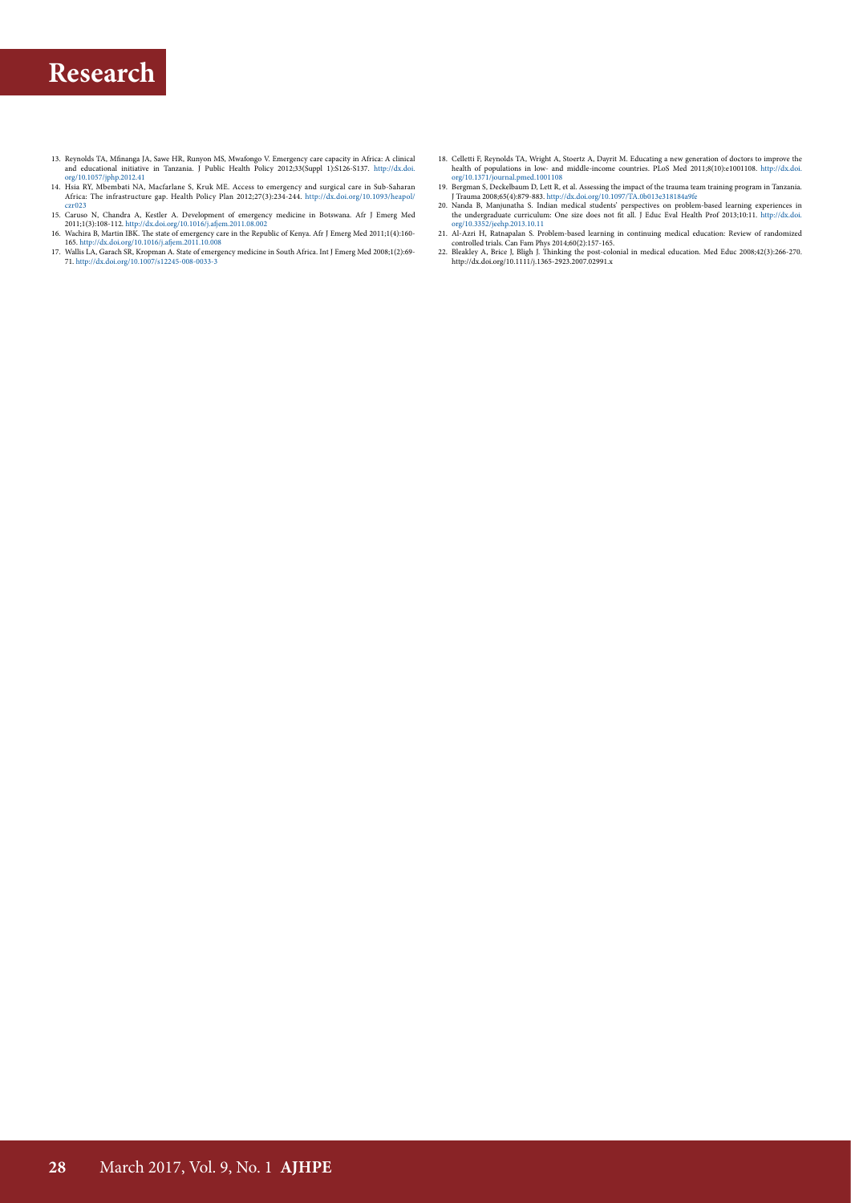13. Reynolds TA, Mfinanga JA, Sawe HR, Runyon MS, Mwafongo V. Emergency care capacity in Africa: A clinical and educational initiative in Tanzania. J Public Health Policy 2012;33(Suppl 1):S126-S137. http://dx.doi.org/10.1057/jphp.2012.41
14. Hsia RY, Mbembati NA, Macfarlane S, Kruk ME. Access to emergency and surgical care in Sub-Saharan Africa: The infrastructure gap. Health Policy Plan 2012;27(3):234-244. http://dx.doi.org/10.1093/heapol/czr023
15. Caruso N, Chandra A, Kestler A. Development of emergency medicine in Botswana. Afr J Emerg Med 2011;1(3):108-112. http://dx.doi.org/10.1016/j.afjem.2011.08.002
16. Wachira B, Martin IBK. The state of emergency care in the Republic of Kenya. Afr J Emerg Med 2011;1(4):160-165. http://dx.doi.org/10.1016/j.afjem.2011.10.008
17. Wallis LA, Garach SR, Kropman A. State of emergency medicine in South Africa. Int J Emerg Med 2008;1(2):69-71. http://dx.doi.org/10.1007/s12245-008-0033-3
18. Celletti F, Reynolds TA, Wright A, Stoertz A, Dayrit M. Educating a new generation of doctors to improve the health of populations in low- and middle-income countries. PLoS Med 2011;8(10):e1001108. http://dx.doi.org/10.1371/journal.pmed.1001108
19. Bergman S, Deckelbaum D, Lett R, et al. Assessing the impact of the trauma team training program in Tanzania. J Trauma 2008;65(4):879-883. http://dx.doi.org/10.1097/TA.0b013e318184a9fe
20. Nanda B, Manjunatha S. Indian medical students' perspectives on problem-based learning experiences in the undergraduate curriculum: One size does not fit all. J Educ Eval Health Prof 2013;10:11. http://dx.doi.org/10.3352/jeehp.2013.10.11
21. Al-Azri H, Ratnapalan S. Problem-based learning in continuing medical education: Review of randomized controlled trials. Can Fam Phys 2014;60(2):157-165.
22. Bleakley A, Brice J, Bligh J. Thinking the post-colonial in medical education. Med Educ 2008;42(3):266-270. http://dx.doi.org/10.1111/j.1365-2923.2007.02991.x